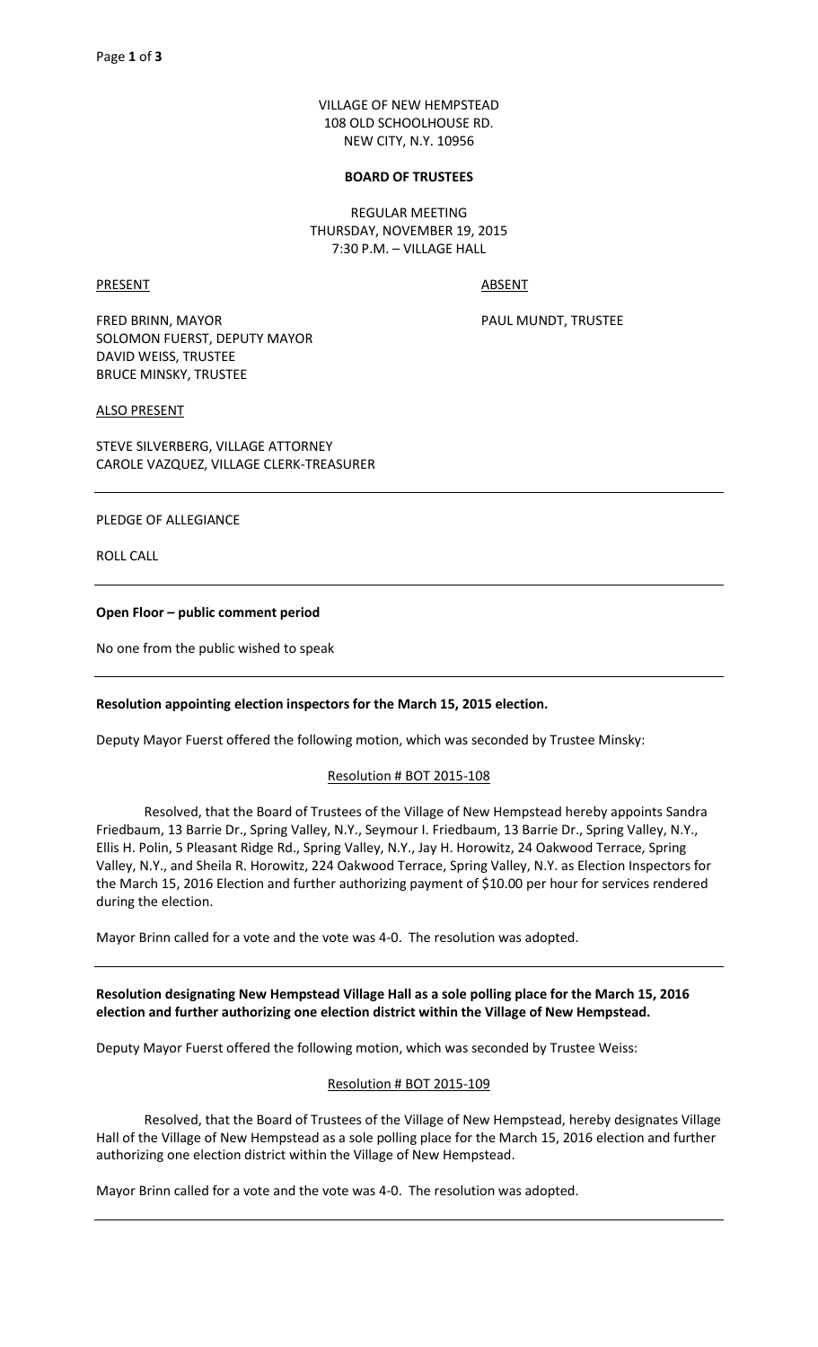VILLAGE OF NEW HEMPSTEAD
108 OLD SCHOOLHOUSE RD.
NEW CITY, N.Y. 10956

**BOARD OF TRUSTEES**

REGULAR MEETING
THURSDAY, NOVEMBER 19, 2015
7:30 P.M. – VILLAGE HALL

PRESENT

FRED BRINN, MAYOR
SOLOMON FUERST, DEPUTY MAYOR
DAVID WEISS, TRUSTEE
BRUCE MINSKY, TRUSTEE

ABSENT

PAUL MUNDT, TRUSTEE

ALSO PRESENT

STEVE SILVERBERG, VILLAGE ATTORNEY
CAROLE VAZQUEZ, VILLAGE CLERK-TREASURER

---

PLEDGE OF ALLEGIANCE

ROLL CALL

---

**Open Floor – public comment period**

No one from the public wished to speak

---

**Resolution appointing election inspectors for the March 15, 2015 election.**

Deputy Mayor Fuerst offered the following motion, which was seconded by Trustee Minsky:

Resolution # BOT 2015-108

Resolved, that the Board of Trustees of the Village of New Hempstead hereby appoints Sandra Friedbaum, 13 Barrie Dr., Spring Valley, N.Y., Seymour I. Friedbaum, 13 Barrie Dr., Spring Valley, N.Y., Ellis H. Polin, 5 Pleasant Ridge Rd., Spring Valley, N.Y., Jay H. Horowitz, 24 Oakwood Terrace, Spring Valley, N.Y., and Sheila R. Horowitz, 224 Oakwood Terrace, Spring Valley, N.Y. as Election Inspectors for the March 15, 2016 Election and further authorizing payment of $10.00 per hour for services rendered during the election.

Mayor Brinn called for a vote and the vote was 4-0. The resolution was adopted.

---

**Resolution designating New Hempstead Village Hall as a sole polling place for the March 15, 2016 election and further authorizing one election district within the Village of New Hempstead.**

Deputy Mayor Fuerst offered the following motion, which was seconded by Trustee Weiss:

Resolution # BOT 2015-109

Resolved, that the Board of Trustees of the Village of New Hempstead, hereby designates Village Hall of the Village of New Hempstead as a sole polling place for the March 15, 2016 election and further authorizing one election district within the Village of New Hempstead.

Mayor Brinn called for a vote and the vote was 4-0. The resolution was adopted.

---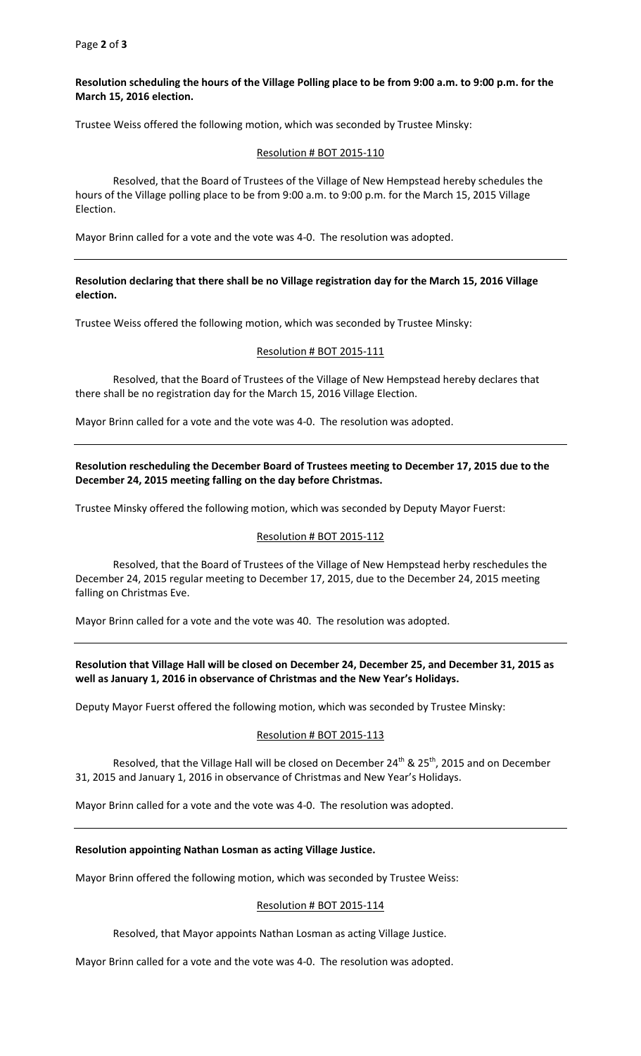**Resolution scheduling the hours of the Village Polling place to be from 9:00 a.m. to 9:00 p.m. for the March 15, 2016 election.**

Trustee Weiss offered the following motion, which was seconded by Trustee Minsky:

Resolution # BOT 2015-110

Resolved, that the Board of Trustees of the Village of New Hempstead hereby schedules the hours of the Village polling place to be from 9:00 a.m. to 9:00 p.m. for the March 15, 2015 Village Election.

Mayor Brinn called for a vote and the vote was 4-0. The resolution was adopted.

---

**Resolution declaring that there shall be no Village registration day for the March 15, 2016 Village election.**

Trustee Weiss offered the following motion, which was seconded by Trustee Minsky:

Resolution # BOT 2015-111

Resolved, that the Board of Trustees of the Village of New Hempstead hereby declares that there shall be no registration day for the March 15, 2016 Village Election.

Mayor Brinn called for a vote and the vote was 4-0. The resolution was adopted.

---

**Resolution rescheduling the December Board of Trustees meeting to December 17, 2015 due to the December 24, 2015 meeting falling on the day before Christmas.**

Trustee Minsky offered the following motion, which was seconded by Deputy Mayor Fuerst:

Resolution # BOT 2015-112

Resolved, that the Board of Trustees of the Village of New Hempstead herby reschedules the December 24, 2015 regular meeting to December 17, 2015, due to the December 24, 2015 meeting falling on Christmas Eve.

Mayor Brinn called for a vote and the vote was 40. The resolution was adopted.

---

**Resolution that Village Hall will be closed on December 24, December 25, and December 31, 2015 as well as January 1, 2016 in observance of Christmas and the New Year's Holidays.**

Deputy Mayor Fuerst offered the following motion, which was seconded by Trustee Minsky:

Resolution # BOT 2015-113

Resolved, that the Village Hall will be closed on December 24th & 25th, 2015 and on December 31, 2015 and January 1, 2016 in observance of Christmas and New Year's Holidays.

Mayor Brinn called for a vote and the vote was 4-0. The resolution was adopted.

---

**Resolution appointing Nathan Losman as acting Village Justice.**

Mayor Brinn offered the following motion, which was seconded by Trustee Weiss:

Resolution # BOT 2015-114

Resolved, that Mayor appoints Nathan Losman as acting Village Justice.

Mayor Brinn called for a vote and the vote was 4-0. The resolution was adopted.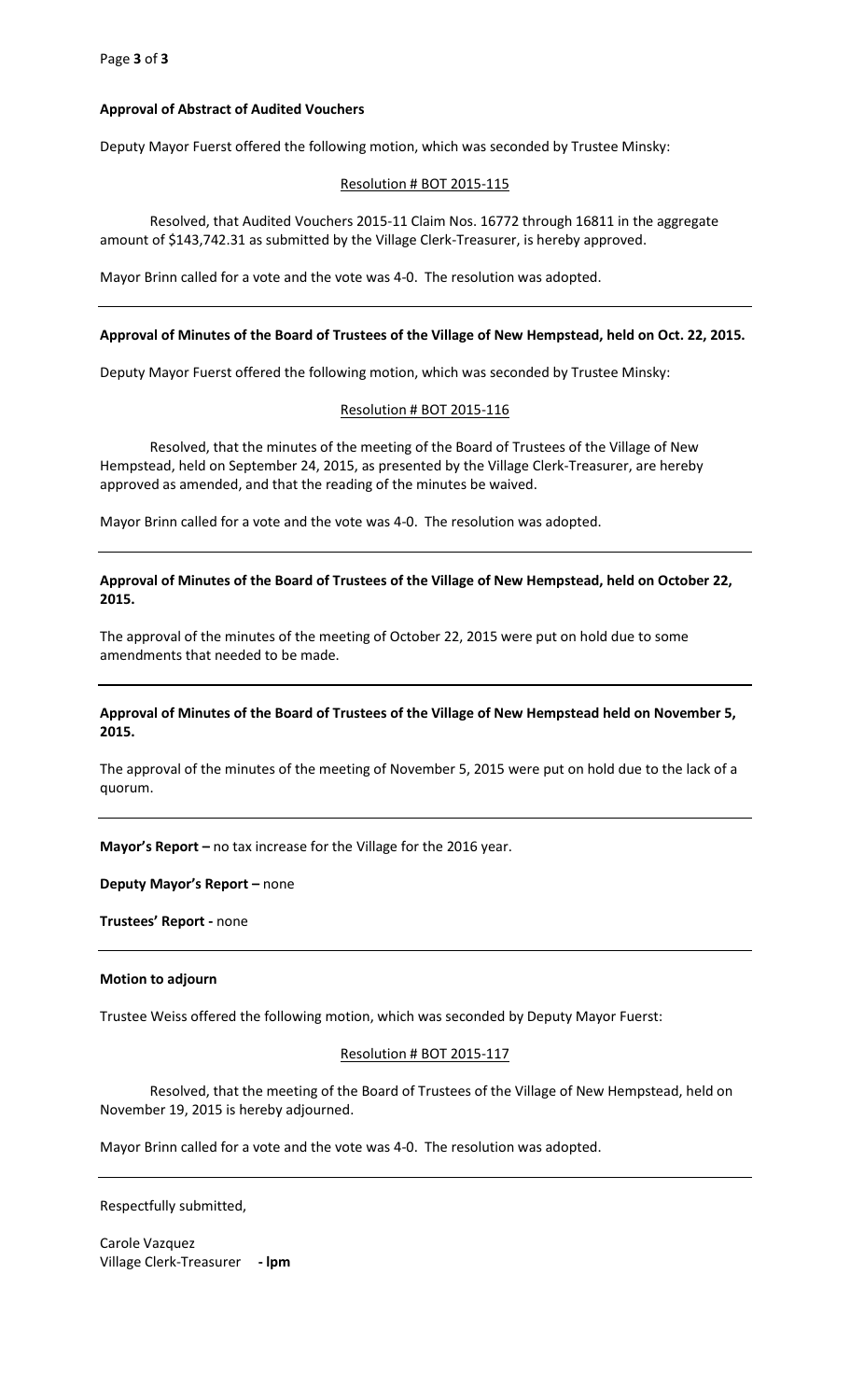**Approval of Abstract of Audited Vouchers**

Deputy Mayor Fuerst offered the following motion, which was seconded by Trustee Minsky:

Resolution # BOT 2015-115

Resolved, that Audited Vouchers 2015-11 Claim Nos. 16772 through 16811 in the aggregate amount of $143,742.31 as submitted by the Village Clerk-Treasurer, is hereby approved.

Mayor Brinn called for a vote and the vote was 4-0. The resolution was adopted.

---

**Approval of Minutes of the Board of Trustees of the Village of New Hempstead, held on Oct. 22, 2015.**

Deputy Mayor Fuerst offered the following motion, which was seconded by Trustee Minsky:

Resolution # BOT 2015-116

Resolved, that the minutes of the meeting of the Board of Trustees of the Village of New Hempstead, held on September 24, 2015, as presented by the Village Clerk-Treasurer, are hereby approved as amended, and that the reading of the minutes be waived.

Mayor Brinn called for a vote and the vote was 4-0. The resolution was adopted.

---

**Approval of Minutes of the Board of Trustees of the Village of New Hempstead, held on October 22, 2015.**

The approval of the minutes of the meeting of October 22, 2015 were put on hold due to some amendments that needed to be made.

---

**Approval of Minutes of the Board of Trustees of the Village of New Hempstead held on November 5, 2015.**

The approval of the minutes of the meeting of November 5, 2015 were put on hold due to the lack of a quorum.

---

**Mayor's Report –** no tax increase for the Village for the 2016 year.

**Deputy Mayor's Report –** none

**Trustees' Report -** none

---

**Motion to adjourn**

Trustee Weiss offered the following motion, which was seconded by Deputy Mayor Fuerst:

Resolution # BOT 2015-117

Resolved, that the meeting of the Board of Trustees of the Village of New Hempstead, held on November 19, 2015 is hereby adjourned.

Mayor Brinn called for a vote and the vote was 4-0. The resolution was adopted.

---

Respectfully submitted,

Carole Vazquez
Village Clerk-Treasurer **- lpm**